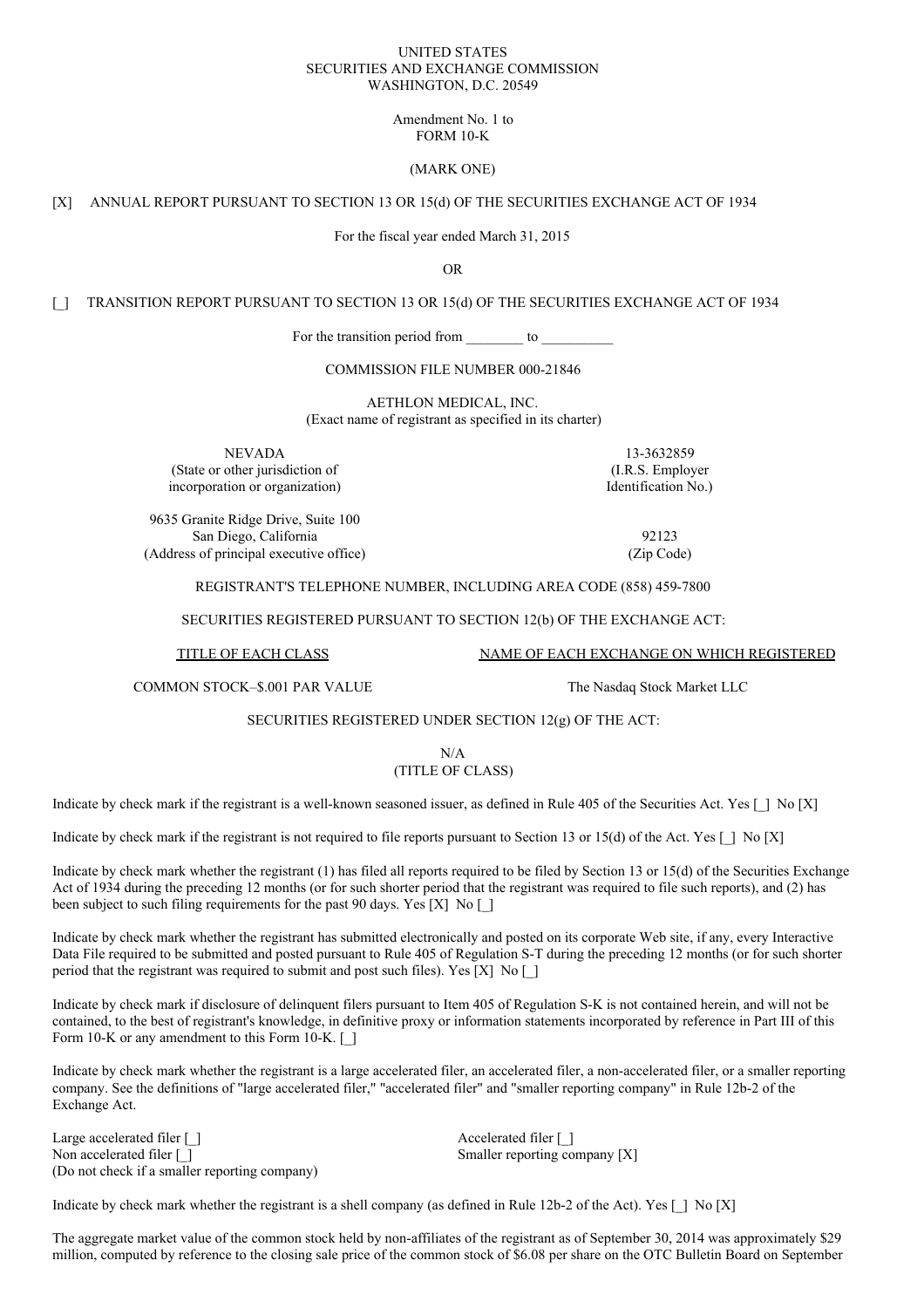UNITED STATES
SECURITIES AND EXCHANGE COMMISSION
WASHINGTON, D.C. 20549

Amendment No. 1 to
FORM 10-K

(MARK ONE)

[X] ANNUAL REPORT PURSUANT TO SECTION 13 OR 15(d) OF THE SECURITIES EXCHANGE ACT OF 1934

For the fiscal year ended March 31, 2015

OR

[_] TRANSITION REPORT PURSUANT TO SECTION 13 OR 15(d) OF THE SECURITIES EXCHANGE ACT OF 1934

For the transition period from ________ to __________

COMMISSION FILE NUMBER 000-21846

AETHLON MEDICAL, INC.
(Exact name of registrant as specified in its charter)

| | |
|---|---|
| NEVADA<br>(State or other jurisdiction of incorporation or organization) | 13-3632859<br>(I.R.S. Employer Identification No.) |
| 9635 Granite Ridge Drive, Suite 100<br>San Diego, California<br>(Address of principal executive office) | 92123<br>(Zip Code) |

REGISTRANT'S TELEPHONE NUMBER, INCLUDING AREA CODE (858) 459-7800

SECURITIES REGISTERED PURSUANT TO SECTION 12(b) OF THE EXCHANGE ACT:

| TITLE OF EACH CLASS | NAME OF EACH EXCHANGE ON WHICH REGISTERED |
|---|---|
| COMMON STOCK–$.001 PAR VALUE | The Nasdaq Stock Market LLC |

SECURITIES REGISTERED UNDER SECTION 12(g) OF THE ACT:

N/A
(TITLE OF CLASS)

Indicate by check mark if the registrant is a well-known seasoned issuer, as defined in Rule 405 of the Securities Act. Yes [_] No [X]

Indicate by check mark if the registrant is not required to file reports pursuant to Section 13 or 15(d) of the Act. Yes [_] No [X]

Indicate by check mark whether the registrant (1) has filed all reports required to be filed by Section 13 or 15(d) of the Securities Exchange Act of 1934 during the preceding 12 months (or for such shorter period that the registrant was required to file such reports), and (2) has been subject to such filing requirements for the past 90 days. Yes [X] No [_]

Indicate by check mark whether the registrant has submitted electronically and posted on its corporate Web site, if any, every Interactive Data File required to be submitted and posted pursuant to Rule 405 of Regulation S-T during the preceding 12 months (or for such shorter period that the registrant was required to submit and post such files). Yes [X] No [_]

Indicate by check mark if disclosure of delinquent filers pursuant to Item 405 of Regulation S-K is not contained herein, and will not be contained, to the best of registrant's knowledge, in definitive proxy or information statements incorporated by reference in Part III of this Form 10-K or any amendment to this Form 10-K. [_]

Indicate by check mark whether the registrant is a large accelerated filer, an accelerated filer, a non-accelerated filer, or a smaller reporting company. See the definitions of "large accelerated filer," "accelerated filer" and "smaller reporting company" in Rule 12b-2 of the Exchange Act.

| | |
|---|---|
| Large accelerated filer [_] | Accelerated filer [_] |
| Non accelerated filer [_]<br>(Do not check if a smaller reporting company) | Smaller reporting company [X] |

Indicate by check mark whether the registrant is a shell company (as defined in Rule 12b-2 of the Act). Yes [_] No [X]

The aggregate market value of the common stock held by non-affiliates of the registrant as of September 30, 2014 was approximately $29 million, computed by reference to the closing sale price of the common stock of $6.08 per share on the OTC Bulletin Board on September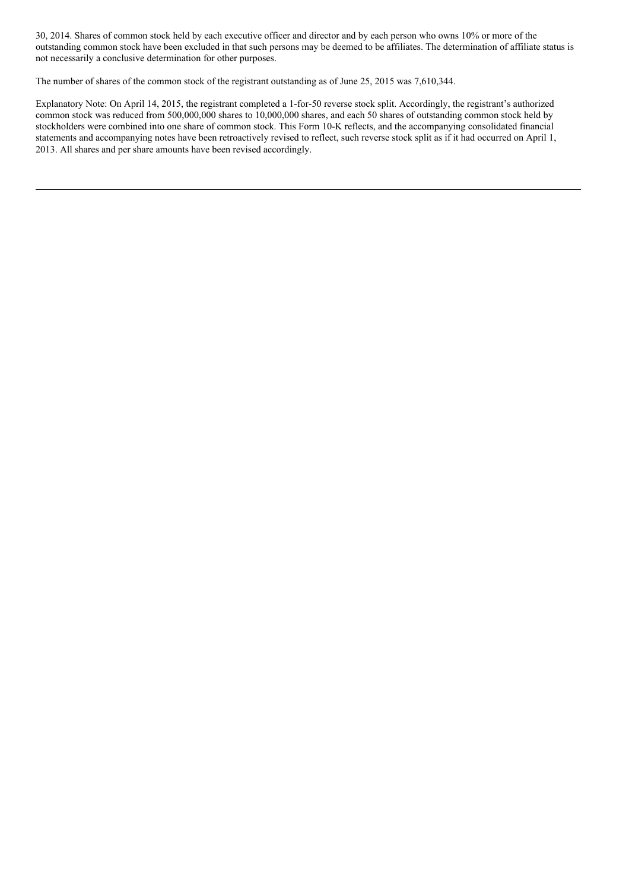30, 2014. Shares of common stock held by each executive officer and director and by each person who owns 10% or more of the outstanding common stock have been excluded in that such persons may be deemed to be affiliates. The determination of affiliate status is not necessarily a conclusive determination for other purposes.

The number of shares of the common stock of the registrant outstanding as of June 25, 2015 was 7,610,344.

Explanatory Note: On April 14, 2015, the registrant completed a 1-for-50 reverse stock split. Accordingly, the registrant's authorized common stock was reduced from 500,000,000 shares to 10,000,000 shares, and each 50 shares of outstanding common stock held by stockholders were combined into one share of common stock. This Form 10-K reflects, and the accompanying consolidated financial statements and accompanying notes have been retroactively revised to reflect, such reverse stock split as if it had occurred on April 1, 2013. All shares and per share amounts have been revised accordingly.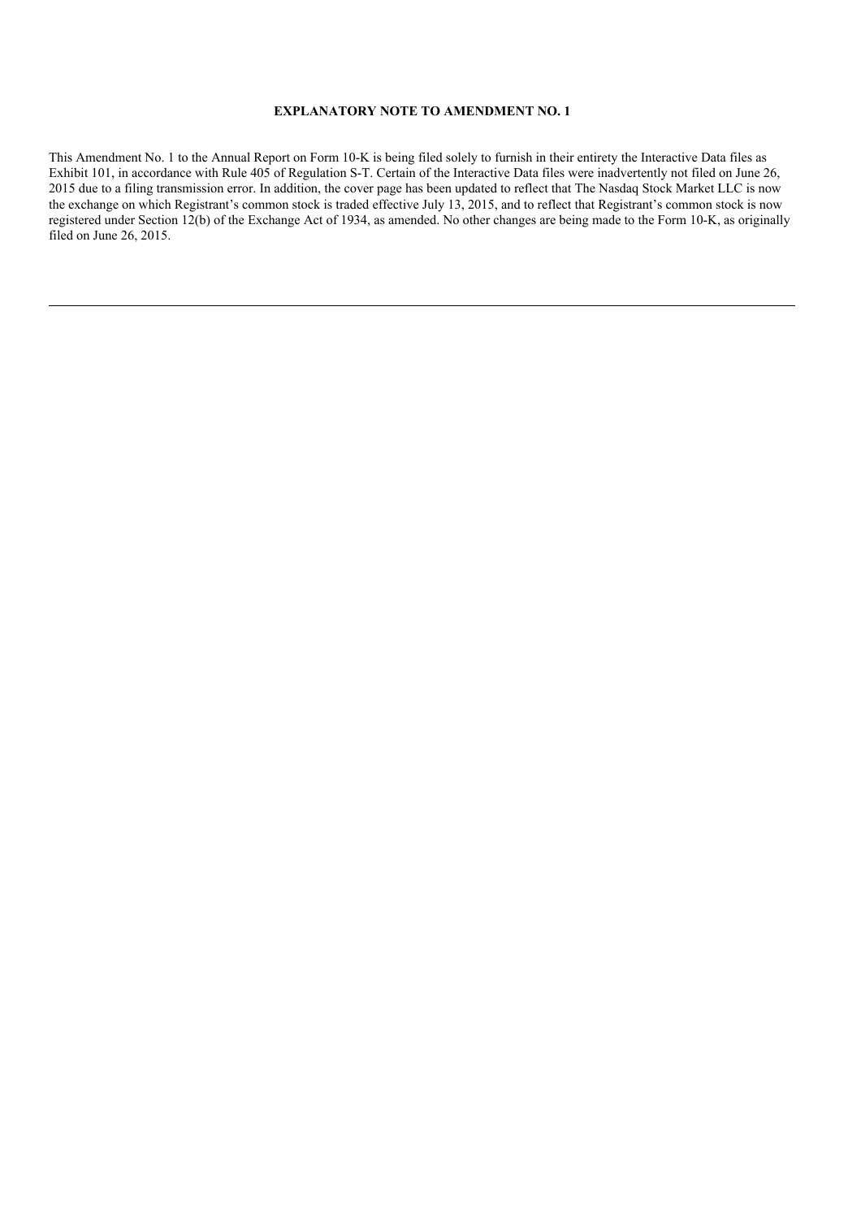**EXPLANATORY NOTE TO AMENDMENT NO. 1**

This Amendment No. 1 to the Annual Report on Form 10-K is being filed solely to furnish in their entirety the Interactive Data files as Exhibit 101, in accordance with Rule 405 of Regulation S-T. Certain of the Interactive Data files were inadvertently not filed on June 26, 2015 due to a filing transmission error. In addition, the cover page has been updated to reflect that The Nasdaq Stock Market LLC is now the exchange on which Registrant's common stock is traded effective July 13, 2015, and to reflect that Registrant's common stock is now registered under Section 12(b) of the Exchange Act of 1934, as amended. No other changes are being made to the Form 10-K, as originally filed on June 26, 2015.

---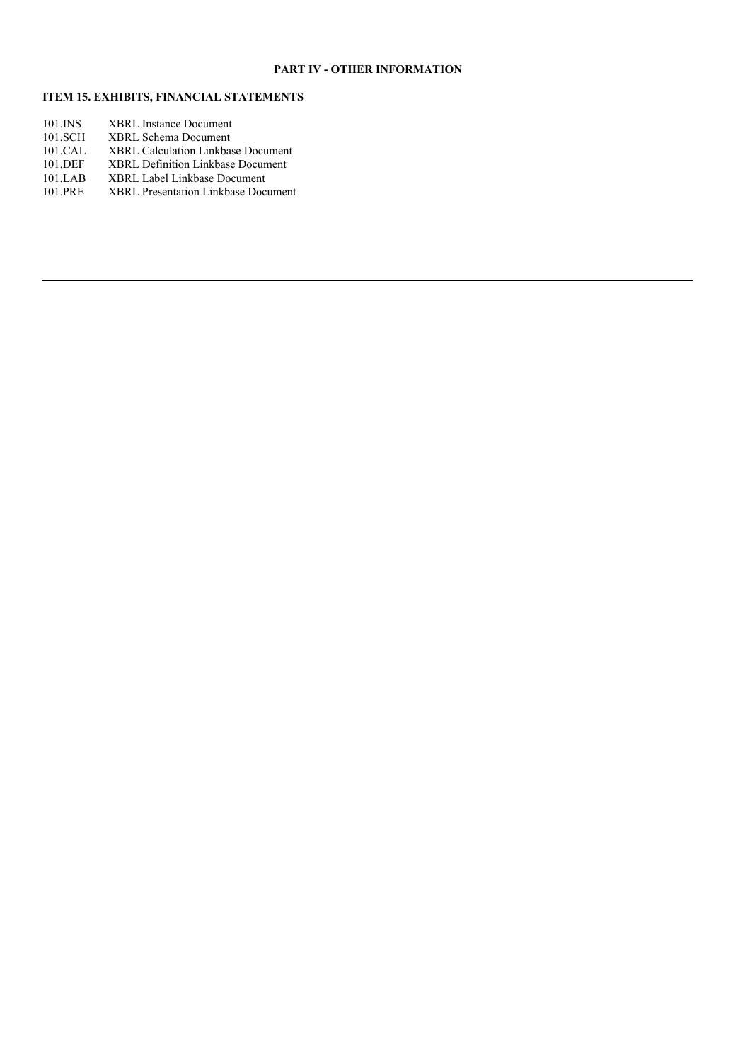**PART IV - OTHER INFORMATION**

**ITEM 15. EXHIBITS, FINANCIAL STATEMENTS**

| | |
|---|---|
| 101.INS | XBRL Instance Document |
| 101.SCH | XBRL Schema Document |
| 101.CAL | XBRL Calculation Linkbase Document |
| 101.DEF | XBRL Definition Linkbase Document |
| 101.LAB | XBRL Label Linkbase Document |
| 101.PRE | XBRL Presentation Linkbase Document |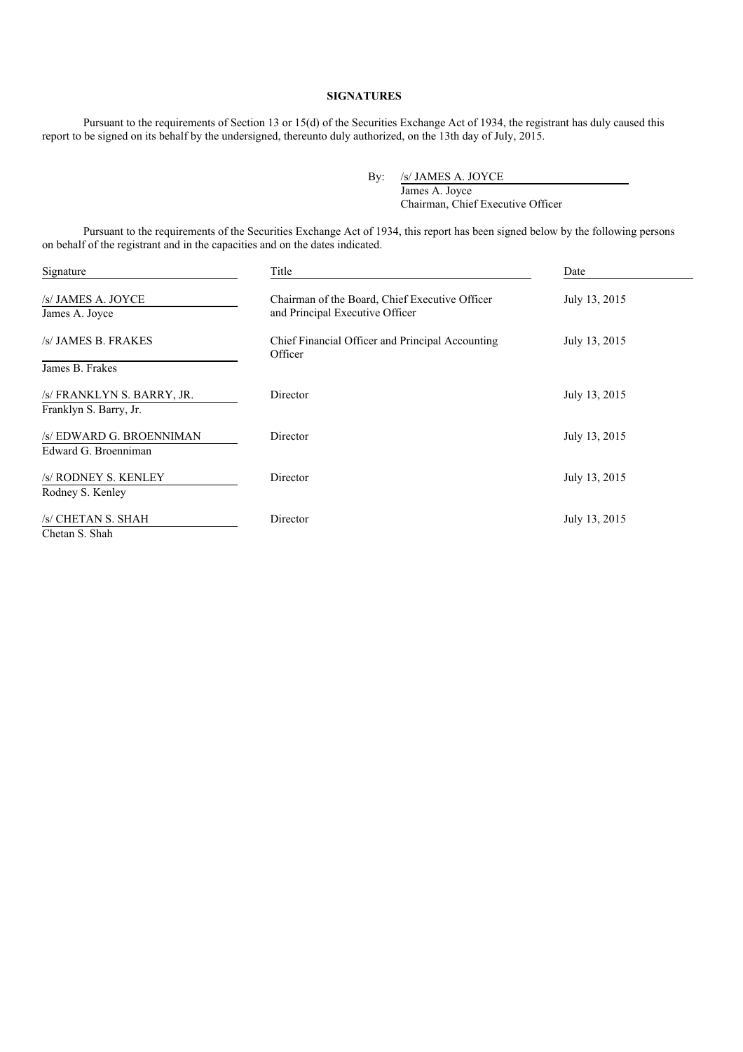**SIGNATURES**

Pursuant to the requirements of Section 13 or 15(d) of the Securities Exchange Act of 1934, the registrant has duly caused this report to be signed on its behalf by the undersigned, thereunto duly authorized, on the 13th day of July, 2015.

By: /s/ JAMES A. JOYCE
James A. Joyce
Chairman, Chief Executive Officer

Pursuant to the requirements of the Securities Exchange Act of 1934, this report has been signed below by the following persons on behalf of the registrant and in the capacities and on the dates indicated.

| Signature | Title | Date |
|---|---|---|
| /s/ JAMES A. JOYCE<br>James A. Joyce | Chairman of the Board, Chief Executive Officer and Principal Executive Officer | July 13, 2015 |
| /s/ JAMES B. FRAKES<br>James B. Frakes | Chief Financial Officer and Principal Accounting Officer | July 13, 2015 |
| /s/ FRANKLYN S. BARRY, JR.<br>Franklyn S. Barry, Jr. | Director | July 13, 2015 |
| /s/ EDWARD G. BROENNIMAN<br>Edward G. Broenniman | Director | July 13, 2015 |
| /s/ RODNEY S. KENLEY<br>Rodney S. Kenley | Director | July 13, 2015 |
| /s/ CHETAN S. SHAH<br>Chetan S. Shah | Director | July 13, 2015 |